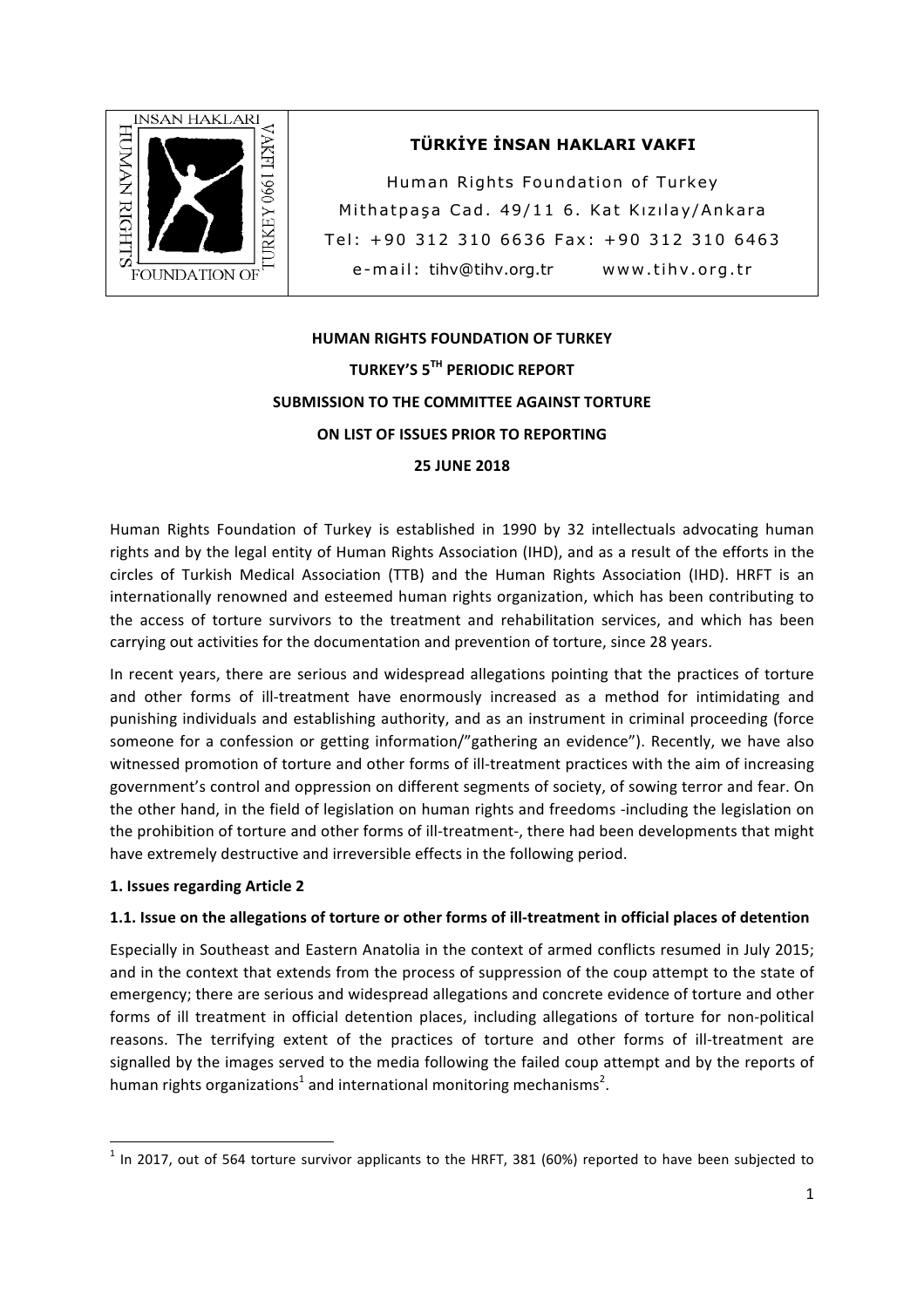**TÜRKİYE İNSAN HAKLARI VAKFI**

Human Rights Foundation of Turkey
Mithatpaşa Cad. 49/11 6. Kat Kızılay/Ankara
Tel: +90 312 310 6636 Fax: +90 312 310 6463
e-mail: tihv@tihv.org.tr www.tihv.org.tr

**HUMAN RIGHTS FOUNDATION OF TURKEY**

**TURKEY'S 5TH PERIODIC REPORT**

**SUBMISSION TO THE COMMITTEE AGAINST TORTURE**

**ON LIST OF ISSUES PRIOR TO REPORTING**

**25 JUNE 2018**

Human Rights Foundation of Turkey is established in 1990 by 32 intellectuals advocating human rights and by the legal entity of Human Rights Association (IHD), and as a result of the efforts in the circles of Turkish Medical Association (TTB) and the Human Rights Association (IHD). HRFT is an internationally renowned and esteemed human rights organization, which has been contributing to the access of torture survivors to the treatment and rehabilitation services, and which has been carrying out activities for the documentation and prevention of torture, since 28 years.

In recent years, there are serious and widespread allegations pointing that the practices of torture and other forms of ill-treatment have enormously increased as a method for intimidating and punishing individuals and establishing authority, and as an instrument in criminal proceeding (force someone for a confession or getting information/"gathering an evidence"). Recently, we have also witnessed promotion of torture and other forms of ill-treatment practices with the aim of increasing government's control and oppression on different segments of society, of sowing terror and fear. On the other hand, in the field of legislation on human rights and freedoms -including the legislation on the prohibition of torture and other forms of ill-treatment-, there had been developments that might have extremely destructive and irreversible effects in the following period.

**1. Issues regarding Article 2**

**1.1. Issue on the allegations of torture or other forms of ill-treatment in official places of detention**

Especially in Southeast and Eastern Anatolia in the context of armed conflicts resumed in July 2015; and in the context that extends from the process of suppression of the coup attempt to the state of emergency; there are serious and widespread allegations and concrete evidence of torture and other forms of ill treatment in official detention places, including allegations of torture for non-political reasons. The terrifying extent of the practices of torture and other forms of ill-treatment are signalled by the images served to the media following the failed coup attempt and by the reports of human rights organizations[1] and international monitoring mechanisms[2].

[1] In 2017, out of 564 torture survivor applicants to the HRFT, 381 (60%) reported to have been subjected to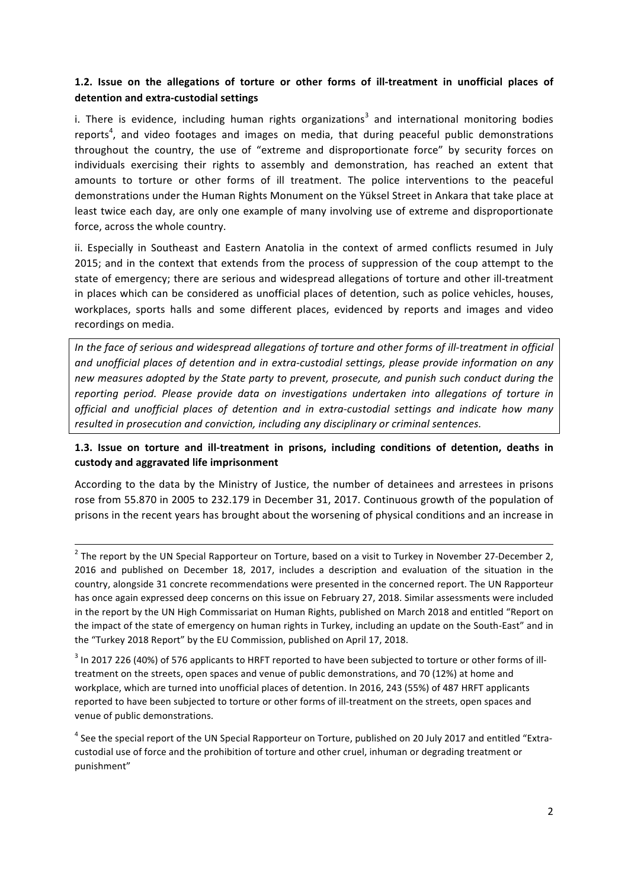### 1.2. Issue on the allegations of torture or other forms of ill-treatment in unofficial places of detention and extra-custodial settings

i. There is evidence, including human rights organizations[3] and international monitoring bodies reports[4], and video footages and images on media, that during peaceful public demonstrations throughout the country, the use of "extreme and disproportionate force" by security forces on individuals exercising their rights to assembly and demonstration, has reached an extent that amounts to torture or other forms of ill treatment. The police interventions to the peaceful demonstrations under the Human Rights Monument on the Yüksel Street in Ankara that take place at least twice each day, are only one example of many involving use of extreme and disproportionate force, across the whole country.

ii. Especially in Southeast and Eastern Anatolia in the context of armed conflicts resumed in July 2015; and in the context that extends from the process of suppression of the coup attempt to the state of emergency; there are serious and widespread allegations of torture and other ill-treatment in places which can be considered as unofficial places of detention, such as police vehicles, houses, workplaces, sports halls and some different places, evidenced by reports and images and video recordings on media.

*In the face of serious and widespread allegations of torture and other forms of ill-treatment in official and unofficial places of detention and in extra-custodial settings, please provide information on any new measures adopted by the State party to prevent, prosecute, and punish such conduct during the reporting period. Please provide data on investigations undertaken into allegations of torture in official and unofficial places of detention and in extra-custodial settings and indicate how many resulted in prosecution and conviction, including any disciplinary or criminal sentences.*

### 1.3. Issue on torture and ill-treatment in prisons, including conditions of detention, deaths in custody and aggravated life imprisonment

According to the data by the Ministry of Justice, the number of detainees and arrestees in prisons rose from 55.870 in 2005 to 232.179 in December 31, 2017. Continuous growth of the population of prisons in the recent years has brought about the worsening of physical conditions and an increase in

---

[2] The report by the UN Special Rapporteur on Torture, based on a visit to Turkey in November 27-December 2, 2016 and published on December 18, 2017, includes a description and evaluation of the situation in the country, alongside 31 concrete recommendations were presented in the concerned report. The UN Rapporteur has once again expressed deep concerns on this issue on February 27, 2018. Similar assessments were included in the report by the UN High Commissariat on Human Rights, published on March 2018 and entitled "Report on the impact of the state of emergency on human rights in Turkey, including an update on the South-East" and in the "Turkey 2018 Report" by the EU Commission, published on April 17, 2018.

[3] In 2017 226 (40%) of 576 applicants to HRFT reported to have been subjected to torture or other forms of ill-treatment on the streets, open spaces and venue of public demonstrations, and 70 (12%) at home and workplace, which are turned into unofficial places of detention. In 2016, 243 (55%) of 487 HRFT applicants reported to have been subjected to torture or other forms of ill-treatment on the streets, open spaces and venue of public demonstrations.

[4] See the special report of the UN Special Rapporteur on Torture, published on 20 July 2017 and entitled "Extra-custodial use of force and the prohibition of torture and other cruel, inhuman or degrading treatment or punishment"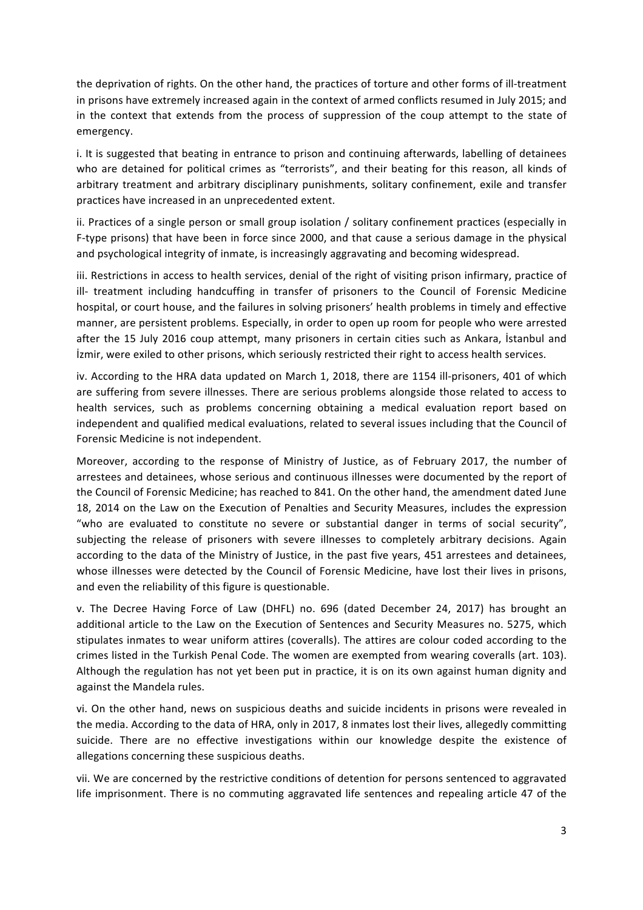the deprivation of rights. On the other hand, the practices of torture and other forms of ill-treatment in prisons have extremely increased again in the context of armed conflicts resumed in July 2015; and in the context that extends from the process of suppression of the coup attempt to the state of emergency.

i. It is suggested that beating in entrance to prison and continuing afterwards, labelling of detainees who are detained for political crimes as "terrorists", and their beating for this reason, all kinds of arbitrary treatment and arbitrary disciplinary punishments, solitary confinement, exile and transfer practices have increased in an unprecedented extent.

ii. Practices of a single person or small group isolation / solitary confinement practices (especially in F-type prisons) that have been in force since 2000, and that cause a serious damage in the physical and psychological integrity of inmate, is increasingly aggravating and becoming widespread.

iii. Restrictions in access to health services, denial of the right of visiting prison infirmary, practice of ill- treatment including handcuffing in transfer of prisoners to the Council of Forensic Medicine hospital, or court house, and the failures in solving prisoners' health problems in timely and effective manner, are persistent problems. Especially, in order to open up room for people who were arrested after the 15 July 2016 coup attempt, many prisoners in certain cities such as Ankara, İstanbul and İzmir, were exiled to other prisons, which seriously restricted their right to access health services.

iv. According to the HRA data updated on March 1, 2018, there are 1154 ill-prisoners, 401 of which are suffering from severe illnesses. There are serious problems alongside those related to access to health services, such as problems concerning obtaining a medical evaluation report based on independent and qualified medical evaluations, related to several issues including that the Council of Forensic Medicine is not independent.

Moreover, according to the response of Ministry of Justice, as of February 2017, the number of arrestees and detainees, whose serious and continuous illnesses were documented by the report of the Council of Forensic Medicine; has reached to 841. On the other hand, the amendment dated June 18, 2014 on the Law on the Execution of Penalties and Security Measures, includes the expression "who are evaluated to constitute no severe or substantial danger in terms of social security", subjecting the release of prisoners with severe illnesses to completely arbitrary decisions. Again according to the data of the Ministry of Justice, in the past five years, 451 arrestees and detainees, whose illnesses were detected by the Council of Forensic Medicine, have lost their lives in prisons, and even the reliability of this figure is questionable.

v. The Decree Having Force of Law (DHFL) no. 696 (dated December 24, 2017) has brought an additional article to the Law on the Execution of Sentences and Security Measures no. 5275, which stipulates inmates to wear uniform attires (coveralls). The attires are colour coded according to the crimes listed in the Turkish Penal Code. The women are exempted from wearing coveralls (art. 103). Although the regulation has not yet been put in practice, it is on its own against human dignity and against the Mandela rules.

vi. On the other hand, news on suspicious deaths and suicide incidents in prisons were revealed in the media. According to the data of HRA, only in 2017, 8 inmates lost their lives, allegedly committing suicide. There are no effective investigations within our knowledge despite the existence of allegations concerning these suspicious deaths.

vii. We are concerned by the restrictive conditions of detention for persons sentenced to aggravated life imprisonment. There is no commuting aggravated life sentences and repealing article 47 of the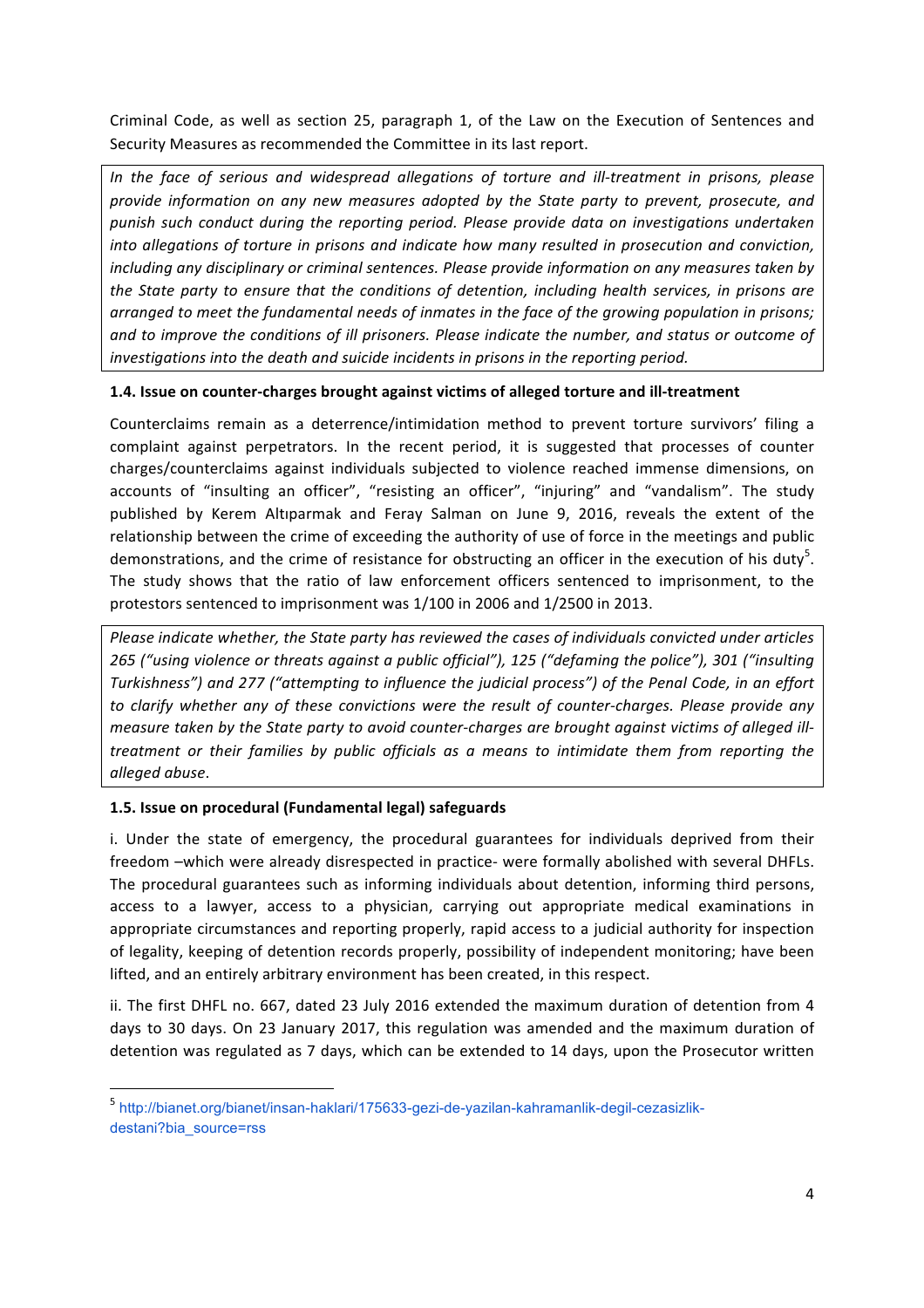Criminal Code, as well as section 25, paragraph 1, of the Law on the Execution of Sentences and Security Measures as recommended the Committee in its last report.

> *In the face of serious and widespread allegations of torture and ill-treatment in prisons, please provide information on any new measures adopted by the State party to prevent, prosecute, and punish such conduct during the reporting period. Please provide data on investigations undertaken into allegations of torture in prisons and indicate how many resulted in prosecution and conviction, including any disciplinary or criminal sentences. Please provide information on any measures taken by the State party to ensure that the conditions of detention, including health services, in prisons are arranged to meet the fundamental needs of inmates in the face of the growing population in prisons; and to improve the conditions of ill prisoners. Please indicate the number, and status or outcome of investigations into the death and suicide incidents in prisons in the reporting period.*

**1.4. Issue on counter-charges brought against victims of alleged torture and ill-treatment**

Counterclaims remain as a deterrence/intimidation method to prevent torture survivors' filing a complaint against perpetrators. In the recent period, it is suggested that processes of counter charges/counterclaims against individuals subjected to violence reached immense dimensions, on accounts of "insulting an officer", "resisting an officer", "injuring" and "vandalism". The study published by Kerem Altıparmak and Feray Salman on June 9, 2016, reveals the extent of the relationship between the crime of exceeding the authority of use of force in the meetings and public demonstrations, and the crime of resistance for obstructing an officer in the execution of his duty[5]. The study shows that the ratio of law enforcement officers sentenced to imprisonment, to the protestors sentenced to imprisonment was 1/100 in 2006 and 1/2500 in 2013.

> *Please indicate whether, the State party has reviewed the cases of individuals convicted under articles 265 ("using violence or threats against a public official"), 125 ("defaming the police"), 301 ("insulting Turkishness") and 277 ("attempting to influence the judicial process") of the Penal Code, in an effort to clarify whether any of these convictions were the result of counter-charges. Please provide any measure taken by the State party to avoid counter-charges are brought against victims of alleged ill-treatment or their families by public officials as a means to intimidate them from reporting the alleged abuse.*

**1.5. Issue on procedural (Fundamental legal) safeguards**

i. Under the state of emergency, the procedural guarantees for individuals deprived from their freedom –which were already disrespected in practice- were formally abolished with several DHFLs. The procedural guarantees such as informing individuals about detention, informing third persons, access to a lawyer, access to a physician, carrying out appropriate medical examinations in appropriate circumstances and reporting properly, rapid access to a judicial authority for inspection of legality, keeping of detention records properly, possibility of independent monitoring; have been lifted, and an entirely arbitrary environment has been created, in this respect.

ii. The first DHFL no. 667, dated 23 July 2016 extended the maximum duration of detention from 4 days to 30 days. On 23 January 2017, this regulation was amended and the maximum duration of detention was regulated as 7 days, which can be extended to 14 days, upon the Prosecutor written

---

[5] http://bianet.org/bianet/insan-haklari/175633-gezi-de-yazilan-kahramanlik-degil-cezasizlik-destani?bia_source=rss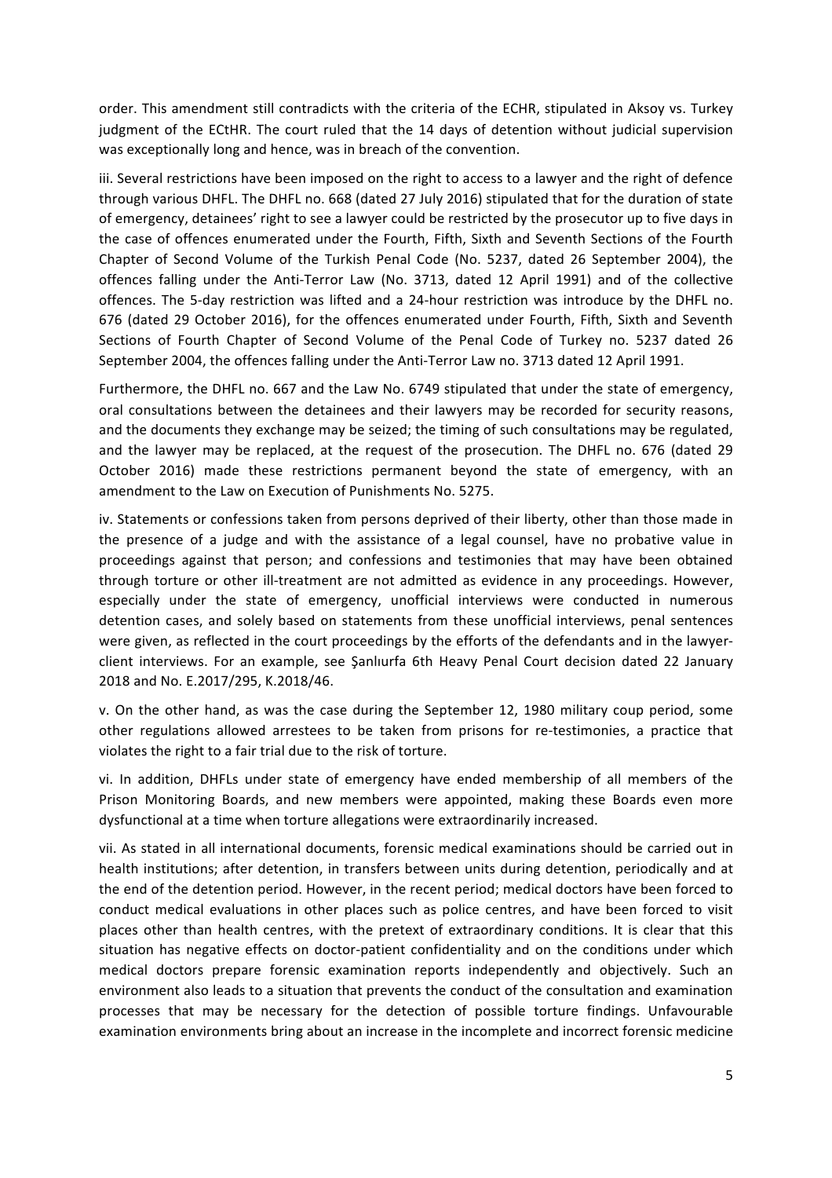order. This amendment still contradicts with the criteria of the ECHR, stipulated in Aksoy vs. Turkey judgment of the ECtHR. The court ruled that the 14 days of detention without judicial supervision was exceptionally long and hence, was in breach of the convention.

iii. Several restrictions have been imposed on the right to access to a lawyer and the right of defence through various DHFL. The DHFL no. 668 (dated 27 July 2016) stipulated that for the duration of state of emergency, detainees' right to see a lawyer could be restricted by the prosecutor up to five days in the case of offences enumerated under the Fourth, Fifth, Sixth and Seventh Sections of the Fourth Chapter of Second Volume of the Turkish Penal Code (No. 5237, dated 26 September 2004), the offences falling under the Anti-Terror Law (No. 3713, dated 12 April 1991) and of the collective offences. The 5-day restriction was lifted and a 24-hour restriction was introduce by the DHFL no. 676 (dated 29 October 2016), for the offences enumerated under Fourth, Fifth, Sixth and Seventh Sections of Fourth Chapter of Second Volume of the Penal Code of Turkey no. 5237 dated 26 September 2004, the offences falling under the Anti-Terror Law no. 3713 dated 12 April 1991.

Furthermore, the DHFL no. 667 and the Law No. 6749 stipulated that under the state of emergency, oral consultations between the detainees and their lawyers may be recorded for security reasons, and the documents they exchange may be seized; the timing of such consultations may be regulated, and the lawyer may be replaced, at the request of the prosecution. The DHFL no. 676 (dated 29 October 2016) made these restrictions permanent beyond the state of emergency, with an amendment to the Law on Execution of Punishments No. 5275.

iv. Statements or confessions taken from persons deprived of their liberty, other than those made in the presence of a judge and with the assistance of a legal counsel, have no probative value in proceedings against that person; and confessions and testimonies that may have been obtained through torture or other ill-treatment are not admitted as evidence in any proceedings. However, especially under the state of emergency, unofficial interviews were conducted in numerous detention cases, and solely based on statements from these unofficial interviews, penal sentences were given, as reflected in the court proceedings by the efforts of the defendants and in the lawyer-client interviews. For an example, see Şanlıurfa 6th Heavy Penal Court decision dated 22 January 2018 and No. E.2017/295, K.2018/46.

v. On the other hand, as was the case during the September 12, 1980 military coup period, some other regulations allowed arrestees to be taken from prisons for re-testimonies, a practice that violates the right to a fair trial due to the risk of torture.

vi. In addition, DHFLs under state of emergency have ended membership of all members of the Prison Monitoring Boards, and new members were appointed, making these Boards even more dysfunctional at a time when torture allegations were extraordinarily increased.

vii. As stated in all international documents, forensic medical examinations should be carried out in health institutions; after detention, in transfers between units during detention, periodically and at the end of the detention period. However, in the recent period; medical doctors have been forced to conduct medical evaluations in other places such as police centres, and have been forced to visit places other than health centres, with the pretext of extraordinary conditions. It is clear that this situation has negative effects on doctor-patient confidentiality and on the conditions under which medical doctors prepare forensic examination reports independently and objectively. Such an environment also leads to a situation that prevents the conduct of the consultation and examination processes that may be necessary for the detection of possible torture findings. Unfavourable examination environments bring about an increase in the incomplete and incorrect forensic medicine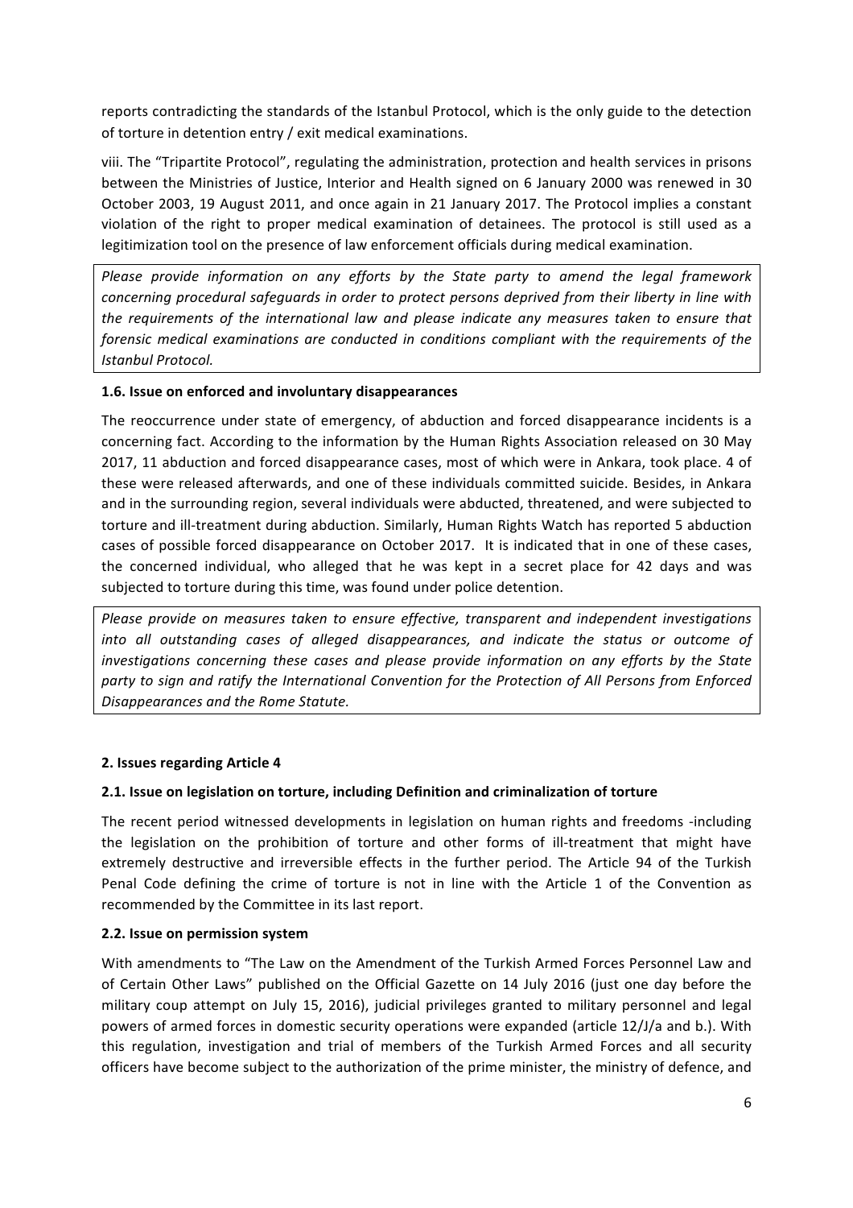reports contradicting the standards of the Istanbul Protocol, which is the only guide to the detection of torture in detention entry / exit medical examinations.

viii. The "Tripartite Protocol", regulating the administration, protection and health services in prisons between the Ministries of Justice, Interior and Health signed on 6 January 2000 was renewed in 30 October 2003, 19 August 2011, and once again in 21 January 2017. The Protocol implies a constant violation of the right to proper medical examination of detainees. The protocol is still used as a legitimization tool on the presence of law enforcement officials during medical examination.

*Please provide information on any efforts by the State party to amend the legal framework concerning procedural safeguards in order to protect persons deprived from their liberty in line with the requirements of the international law and please indicate any measures taken to ensure that forensic medical examinations are conducted in conditions compliant with the requirements of the Istanbul Protocol.*

### 1.6. Issue on enforced and involuntary disappearances

The reoccurrence under state of emergency, of abduction and forced disappearance incidents is a concerning fact. According to the information by the Human Rights Association released on 30 May 2017, 11 abduction and forced disappearance cases, most of which were in Ankara, took place. 4 of these were released afterwards, and one of these individuals committed suicide. Besides, in Ankara and in the surrounding region, several individuals were abducted, threatened, and were subjected to torture and ill-treatment during abduction. Similarly, Human Rights Watch has reported 5 abduction cases of possible forced disappearance on October 2017. It is indicated that in one of these cases, the concerned individual, who alleged that he was kept in a secret place for 42 days and was subjected to torture during this time, was found under police detention.

*Please provide on measures taken to ensure effective, transparent and independent investigations into all outstanding cases of alleged disappearances, and indicate the status or outcome of investigations concerning these cases and please provide information on any efforts by the State party to sign and ratify the International Convention for the Protection of All Persons from Enforced Disappearances and the Rome Statute.*

## 2. Issues regarding Article 4

### 2.1. Issue on legislation on torture, including Definition and criminalization of torture

The recent period witnessed developments in legislation on human rights and freedoms -including the legislation on the prohibition of torture and other forms of ill-treatment that might have extremely destructive and irreversible effects in the further period. The Article 94 of the Turkish Penal Code defining the crime of torture is not in line with the Article 1 of the Convention as recommended by the Committee in its last report.

### 2.2. Issue on permission system

With amendments to "The Law on the Amendment of the Turkish Armed Forces Personnel Law and of Certain Other Laws" published on the Official Gazette on 14 July 2016 (just one day before the military coup attempt on July 15, 2016), judicial privileges granted to military personnel and legal powers of armed forces in domestic security operations were expanded (article 12/J/a and b.). With this regulation, investigation and trial of members of the Turkish Armed Forces and all security officers have become subject to the authorization of the prime minister, the ministry of defence, and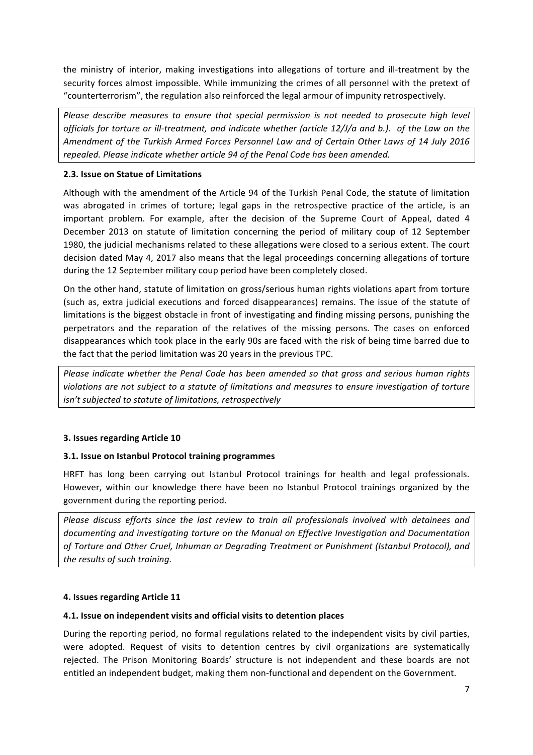the ministry of interior, making investigations into allegations of torture and ill-treatment by the security forces almost impossible. While immunizing the crimes of all personnel with the pretext of "counterterrorism", the regulation also reinforced the legal armour of impunity retrospectively.

*Please describe measures to ensure that special permission is not needed to prosecute high level officials for torture or ill-treatment, and indicate whether (article 12/J/a and b.). of the Law on the Amendment of the Turkish Armed Forces Personnel Law and of Certain Other Laws of 14 July 2016 repealed. Please indicate whether article 94 of the Penal Code has been amended.*

#### 2.3. Issue on Statue of Limitations

Although with the amendment of the Article 94 of the Turkish Penal Code, the statute of limitation was abrogated in crimes of torture; legal gaps in the retrospective practice of the article, is an important problem. For example, after the decision of the Supreme Court of Appeal, dated 4 December 2013 on statute of limitation concerning the period of military coup of 12 September 1980, the judicial mechanisms related to these allegations were closed to a serious extent. The court decision dated May 4, 2017 also means that the legal proceedings concerning allegations of torture during the 12 September military coup period have been completely closed.

On the other hand, statute of limitation on gross/serious human rights violations apart from torture (such as, extra judicial executions and forced disappearances) remains. The issue of the statute of limitations is the biggest obstacle in front of investigating and finding missing persons, punishing the perpetrators and the reparation of the relatives of the missing persons. The cases on enforced disappearances which took place in the early 90s are faced with the risk of being time barred due to the fact that the period limitation was 20 years in the previous TPC.

*Please indicate whether the Penal Code has been amended so that gross and serious human rights violations are not subject to a statute of limitations and measures to ensure investigation of torture isn't subjected to statute of limitations, retrospectively*

### 3. Issues regarding Article 10

#### 3.1. Issue on Istanbul Protocol training programmes

HRFT has long been carrying out Istanbul Protocol trainings for health and legal professionals. However, within our knowledge there have been no Istanbul Protocol trainings organized by the government during the reporting period.

*Please discuss efforts since the last review to train all professionals involved with detainees and documenting and investigating torture on the Manual on Effective Investigation and Documentation of Torture and Other Cruel, Inhuman or Degrading Treatment or Punishment (Istanbul Protocol), and the results of such training.*

### 4. Issues regarding Article 11

#### 4.1. Issue on independent visits and official visits to detention places

During the reporting period, no formal regulations related to the independent visits by civil parties, were adopted. Request of visits to detention centres by civil organizations are systematically rejected. The Prison Monitoring Boards' structure is not independent and these boards are not entitled an independent budget, making them non-functional and dependent on the Government.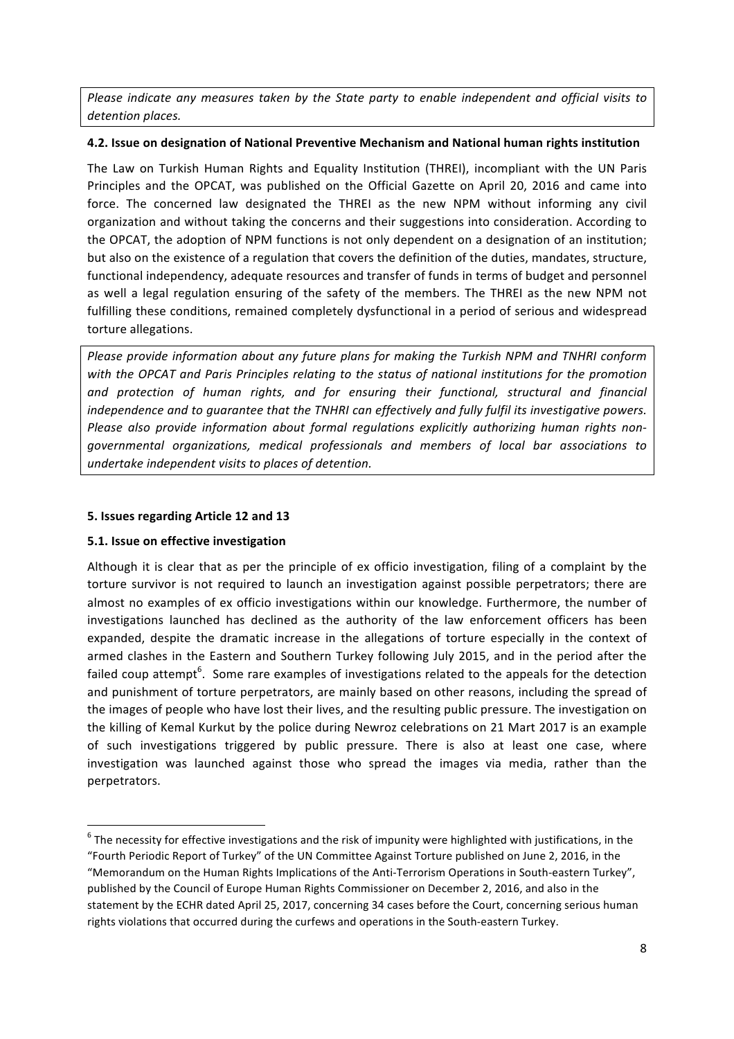*Please indicate any measures taken by the State party to enable independent and official visits to detention places.*

#### 4.2. Issue on designation of National Preventive Mechanism and National human rights institution

The Law on Turkish Human Rights and Equality Institution (THREI), incompliant with the UN Paris Principles and the OPCAT, was published on the Official Gazette on April 20, 2016 and came into force. The concerned law designated the THREI as the new NPM without informing any civil organization and without taking the concerns and their suggestions into consideration. According to the OPCAT, the adoption of NPM functions is not only dependent on a designation of an institution; but also on the existence of a regulation that covers the definition of the duties, mandates, structure, functional independency, adequate resources and transfer of funds in terms of budget and personnel as well a legal regulation ensuring of the safety of the members. The THREI as the new NPM not fulfilling these conditions, remained completely dysfunctional in a period of serious and widespread torture allegations.

*Please provide information about any future plans for making the Turkish NPM and TNHRI conform with the OPCAT and Paris Principles relating to the status of national institutions for the promotion and protection of human rights, and for ensuring their functional, structural and financial independence and to guarantee that the TNHRI can effectively and fully fulfil its investigative powers. Please also provide information about formal regulations explicitly authorizing human rights non-governmental organizations, medical professionals and members of local bar associations to undertake independent visits to places of detention.*

### 5. Issues regarding Article 12 and 13

#### 5.1. Issue on effective investigation

Although it is clear that as per the principle of ex officio investigation, filing of a complaint by the torture survivor is not required to launch an investigation against possible perpetrators; there are almost no examples of ex officio investigations within our knowledge. Furthermore, the number of investigations launched has declined as the authority of the law enforcement officers has been expanded, despite the dramatic increase in the allegations of torture especially in the context of armed clashes in the Eastern and Southern Turkey following July 2015, and in the period after the failed coup attempt[6]. Some rare examples of investigations related to the appeals for the detection and punishment of torture perpetrators, are mainly based on other reasons, including the spread of the images of people who have lost their lives, and the resulting public pressure. The investigation on the killing of Kemal Kurkut by the police during Newroz celebrations on 21 Mart 2017 is an example of such investigations triggered by public pressure. There is also at least one case, where investigation was launched against those who spread the images via media, rather than the perpetrators.

---

[6] The necessity for effective investigations and the risk of impunity were highlighted with justifications, in the "Fourth Periodic Report of Turkey" of the UN Committee Against Torture published on June 2, 2016, in the "Memorandum on the Human Rights Implications of the Anti-Terrorism Operations in South-eastern Turkey", published by the Council of Europe Human Rights Commissioner on December 2, 2016, and also in the statement by the ECHR dated April 25, 2017, concerning 34 cases before the Court, concerning serious human rights violations that occurred during the curfews and operations in the South-eastern Turkey.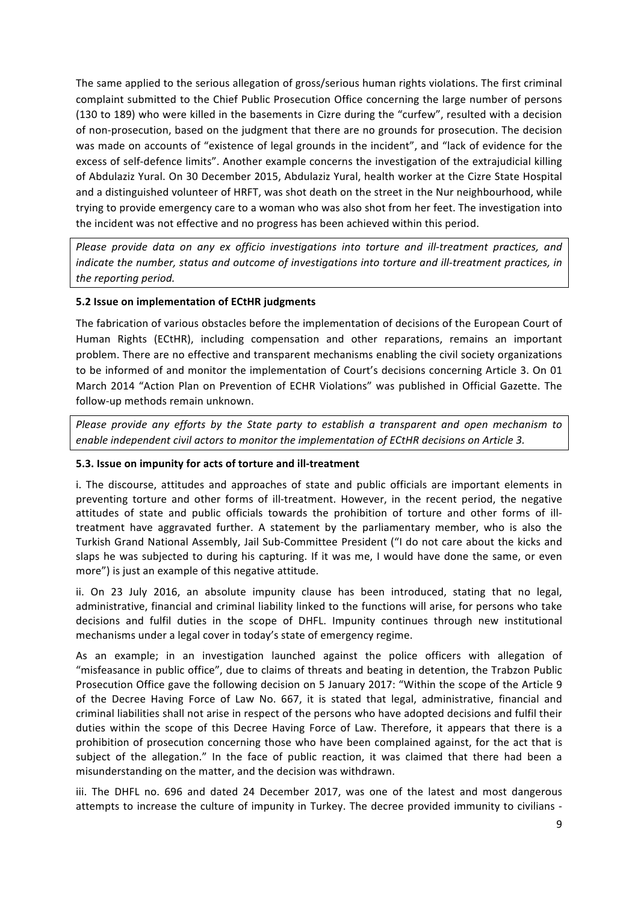The same applied to the serious allegation of gross/serious human rights violations. The first criminal complaint submitted to the Chief Public Prosecution Office concerning the large number of persons (130 to 189) who were killed in the basements in Cizre during the "curfew", resulted with a decision of non-prosecution, based on the judgment that there are no grounds for prosecution. The decision was made on accounts of "existence of legal grounds in the incident", and "lack of evidence for the excess of self-defence limits". Another example concerns the investigation of the extrajudicial killing of Abdulaziz Yural. On 30 December 2015, Abdulaziz Yural, health worker at the Cizre State Hospital and a distinguished volunteer of HRFT, was shot death on the street in the Nur neighbourhood, while trying to provide emergency care to a woman who was also shot from her feet. The investigation into the incident was not effective and no progress has been achieved within this period.

*Please provide data on any ex officio investigations into torture and ill-treatment practices, and indicate the number, status and outcome of investigations into torture and ill-treatment practices, in the reporting period.*

### 5.2 Issue on implementation of ECtHR judgments

The fabrication of various obstacles before the implementation of decisions of the European Court of Human Rights (ECtHR), including compensation and other reparations, remains an important problem. There are no effective and transparent mechanisms enabling the civil society organizations to be informed of and monitor the implementation of Court's decisions concerning Article 3. On 01 March 2014 "Action Plan on Prevention of ECHR Violations" was published in Official Gazette. The follow-up methods remain unknown.

*Please provide any efforts by the State party to establish a transparent and open mechanism to enable independent civil actors to monitor the implementation of ECtHR decisions on Article 3.*

### 5.3. Issue on impunity for acts of torture and ill-treatment

i. The discourse, attitudes and approaches of state and public officials are important elements in preventing torture and other forms of ill-treatment. However, in the recent period, the negative attitudes of state and public officials towards the prohibition of torture and other forms of ill-treatment have aggravated further. A statement by the parliamentary member, who is also the Turkish Grand National Assembly, Jail Sub-Committee President ("I do not care about the kicks and slaps he was subjected to during his capturing. If it was me, I would have done the same, or even more") is just an example of this negative attitude.

ii. On 23 July 2016, an absolute impunity clause has been introduced, stating that no legal, administrative, financial and criminal liability linked to the functions will arise, for persons who take decisions and fulfil duties in the scope of DHFL. Impunity continues through new institutional mechanisms under a legal cover in today's state of emergency regime.

As an example; in an investigation launched against the police officers with allegation of "misfeasance in public office", due to claims of threats and beating in detention, the Trabzon Public Prosecution Office gave the following decision on 5 January 2017: "Within the scope of the Article 9 of the Decree Having Force of Law No. 667, it is stated that legal, administrative, financial and criminal liabilities shall not arise in respect of the persons who have adopted decisions and fulfil their duties within the scope of this Decree Having Force of Law. Therefore, it appears that there is a prohibition of prosecution concerning those who have been complained against, for the act that is subject of the allegation." In the face of public reaction, it was claimed that there had been a misunderstanding on the matter, and the decision was withdrawn.

iii. The DHFL no. 696 and dated 24 December 2017, was one of the latest and most dangerous attempts to increase the culture of impunity in Turkey. The decree provided immunity to civilians -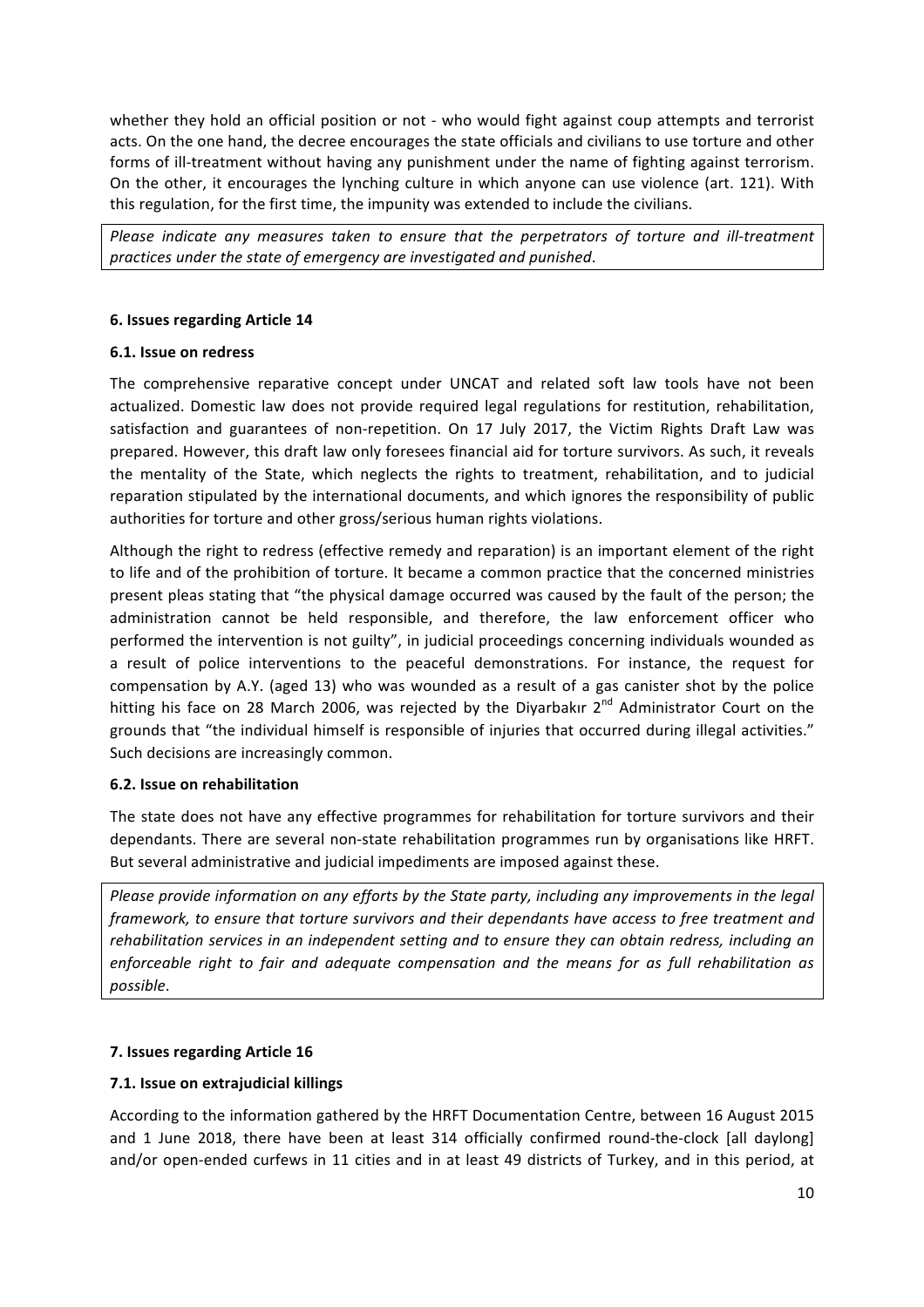whether they hold an official position or not - who would fight against coup attempts and terrorist acts. On the one hand, the decree encourages the state officials and civilians to use torture and other forms of ill-treatment without having any punishment under the name of fighting against terrorism. On the other, it encourages the lynching culture in which anyone can use violence (art. 121). With this regulation, for the first time, the impunity was extended to include the civilians.

*Please indicate any measures taken to ensure that the perpetrators of torture and ill-treatment practices under the state of emergency are investigated and punished.*

### 6. Issues regarding Article 14

#### 6.1. Issue on redress

The comprehensive reparative concept under UNCAT and related soft law tools have not been actualized. Domestic law does not provide required legal regulations for restitution, rehabilitation, satisfaction and guarantees of non-repetition. On 17 July 2017, the Victim Rights Draft Law was prepared. However, this draft law only foresees financial aid for torture survivors. As such, it reveals the mentality of the State, which neglects the rights to treatment, rehabilitation, and to judicial reparation stipulated by the international documents, and which ignores the responsibility of public authorities for torture and other gross/serious human rights violations.

Although the right to redress (effective remedy and reparation) is an important element of the right to life and of the prohibition of torture. It became a common practice that the concerned ministries present pleas stating that "the physical damage occurred was caused by the fault of the person; the administration cannot be held responsible, and therefore, the law enforcement officer who performed the intervention is not guilty", in judicial proceedings concerning individuals wounded as a result of police interventions to the peaceful demonstrations. For instance, the request for compensation by A.Y. (aged 13) who was wounded as a result of a gas canister shot by the police hitting his face on 28 March 2006, was rejected by the Diyarbakır 2nd Administrator Court on the grounds that "the individual himself is responsible of injuries that occurred during illegal activities." Such decisions are increasingly common.

#### 6.2. Issue on rehabilitation

The state does not have any effective programmes for rehabilitation for torture survivors and their dependants. There are several non-state rehabilitation programmes run by organisations like HRFT. But several administrative and judicial impediments are imposed against these.

*Please provide information on any efforts by the State party, including any improvements in the legal framework, to ensure that torture survivors and their dependants have access to free treatment and rehabilitation services in an independent setting and to ensure they can obtain redress, including an enforceable right to fair and adequate compensation and the means for as full rehabilitation as possible.*

### 7. Issues regarding Article 16

#### 7.1. Issue on extrajudicial killings

According to the information gathered by the HRFT Documentation Centre, between 16 August 2015 and 1 June 2018, there have been at least 314 officially confirmed round-the-clock [all daylong] and/or open-ended curfews in 11 cities and in at least 49 districts of Turkey, and in this period, at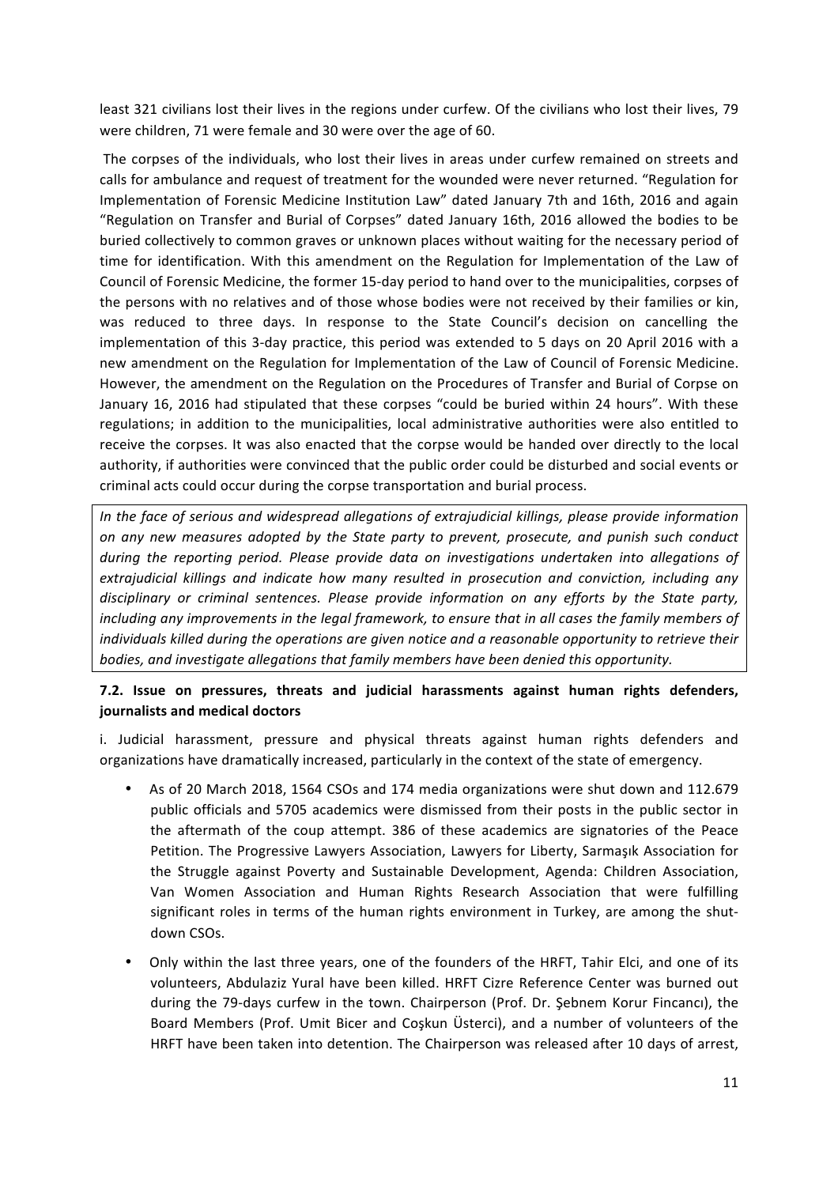least 321 civilians lost their lives in the regions under curfew. Of the civilians who lost their lives, 79 were children, 71 were female and 30 were over the age of 60.

The corpses of the individuals, who lost their lives in areas under curfew remained on streets and calls for ambulance and request of treatment for the wounded were never returned. "Regulation for Implementation of Forensic Medicine Institution Law" dated January 7th and 16th, 2016 and again "Regulation on Transfer and Burial of Corpses" dated January 16th, 2016 allowed the bodies to be buried collectively to common graves or unknown places without waiting for the necessary period of time for identification. With this amendment on the Regulation for Implementation of the Law of Council of Forensic Medicine, the former 15-day period to hand over to the municipalities, corpses of the persons with no relatives and of those whose bodies were not received by their families or kin, was reduced to three days. In response to the State Council's decision on cancelling the implementation of this 3-day practice, this period was extended to 5 days on 20 April 2016 with a new amendment on the Regulation for Implementation of the Law of Council of Forensic Medicine. However, the amendment on the Regulation on the Procedures of Transfer and Burial of Corpse on January 16, 2016 had stipulated that these corpses "could be buried within 24 hours". With these regulations; in addition to the municipalities, local administrative authorities were also entitled to receive the corpses. It was also enacted that the corpse would be handed over directly to the local authority, if authorities were convinced that the public order could be disturbed and social events or criminal acts could occur during the corpse transportation and burial process.

*In the face of serious and widespread allegations of extrajudicial killings, please provide information on any new measures adopted by the State party to prevent, prosecute, and punish such conduct during the reporting period. Please provide data on investigations undertaken into allegations of extrajudicial killings and indicate how many resulted in prosecution and conviction, including any disciplinary or criminal sentences. Please provide information on any efforts by the State party, including any improvements in the legal framework, to ensure that in all cases the family members of individuals killed during the operations are given notice and a reasonable opportunity to retrieve their bodies, and investigate allegations that family members have been denied this opportunity.*

### 7.2. Issue on pressures, threats and judicial harassments against human rights defenders, journalists and medical doctors

i. Judicial harassment, pressure and physical threats against human rights defenders and organizations have dramatically increased, particularly in the context of the state of emergency.

- As of 20 March 2018, 1564 CSOs and 174 media organizations were shut down and 112.679 public officials and 5705 academics were dismissed from their posts in the public sector in the aftermath of the coup attempt. 386 of these academics are signatories of the Peace Petition. The Progressive Lawyers Association, Lawyers for Liberty, Sarmaşık Association for the Struggle against Poverty and Sustainable Development, Agenda: Children Association, Van Women Association and Human Rights Research Association that were fulfilling significant roles in terms of the human rights environment in Turkey, are among the shut-down CSOs.
- Only within the last three years, one of the founders of the HRFT, Tahir Elci, and one of its volunteers, Abdulaziz Yural have been killed. HRFT Cizre Reference Center was burned out during the 79-days curfew in the town. Chairperson (Prof. Dr. Şebnem Korur Fincancı), the Board Members (Prof. Umit Bicer and Coşkun Üsterci), and a number of volunteers of the HRFT have been taken into detention. The Chairperson was released after 10 days of arrest,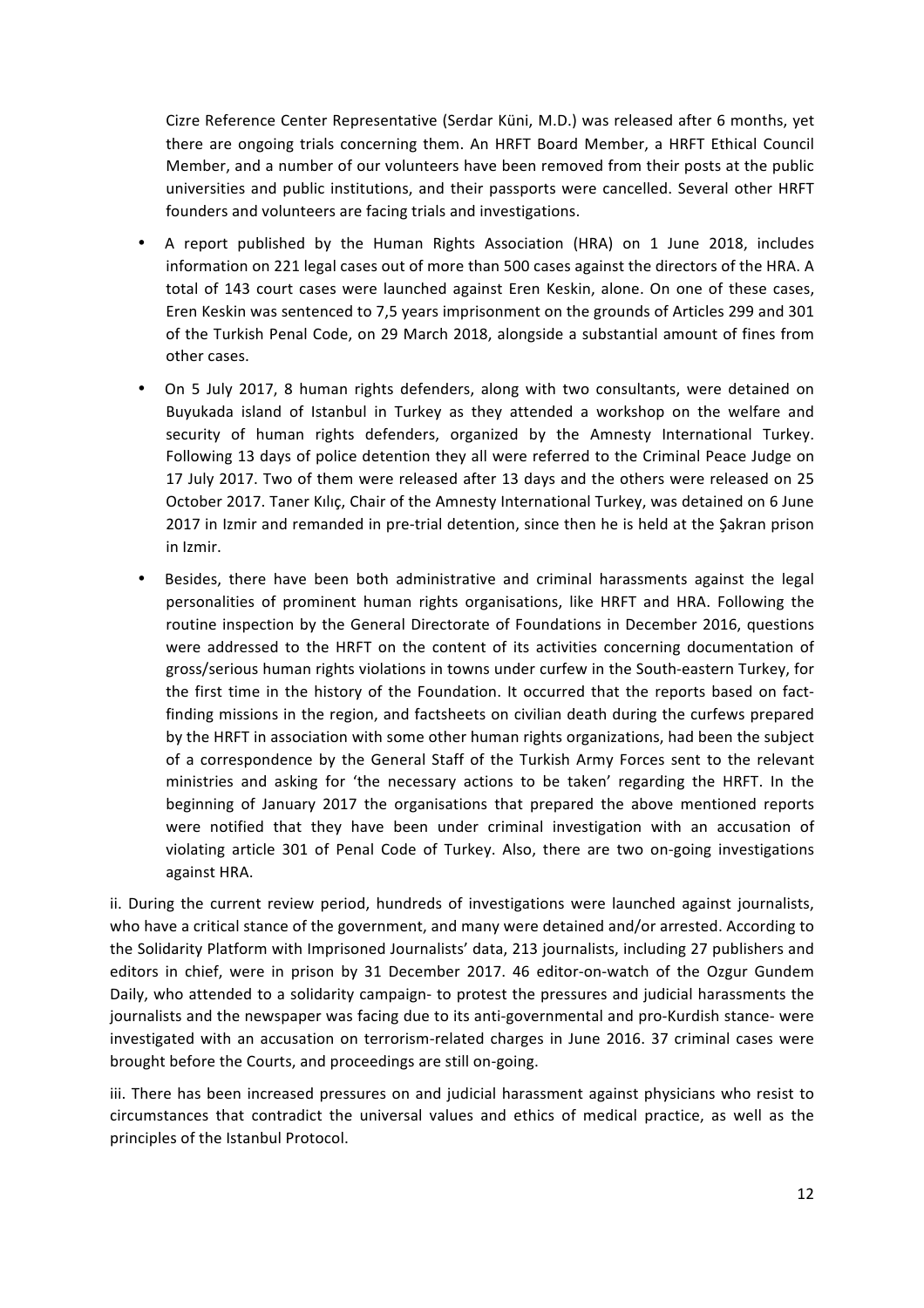Cizre Reference Center Representative (Serdar Küni, M.D.) was released after 6 months, yet there are ongoing trials concerning them. An HRFT Board Member, a HRFT Ethical Council Member, and a number of our volunteers have been removed from their posts at the public universities and public institutions, and their passports were cancelled. Several other HRFT founders and volunteers are facing trials and investigations.

- A report published by the Human Rights Association (HRA) on 1 June 2018, includes information on 221 legal cases out of more than 500 cases against the directors of the HRA. A total of 143 court cases were launched against Eren Keskin, alone. On one of these cases, Eren Keskin was sentenced to 7,5 years imprisonment on the grounds of Articles 299 and 301 of the Turkish Penal Code, on 29 March 2018, alongside a substantial amount of fines from other cases.
- On 5 July 2017, 8 human rights defenders, along with two consultants, were detained on Buyukada island of Istanbul in Turkey as they attended a workshop on the welfare and security of human rights defenders, organized by the Amnesty International Turkey. Following 13 days of police detention they all were referred to the Criminal Peace Judge on 17 July 2017. Two of them were released after 13 days and the others were released on 25 October 2017. Taner Kılıç, Chair of the Amnesty International Turkey, was detained on 6 June 2017 in Izmir and remanded in pre-trial detention, since then he is held at the Şakran prison in Izmir.
- Besides, there have been both administrative and criminal harassments against the legal personalities of prominent human rights organisations, like HRFT and HRA. Following the routine inspection by the General Directorate of Foundations in December 2016, questions were addressed to the HRFT on the content of its activities concerning documentation of gross/serious human rights violations in towns under curfew in the South-eastern Turkey, for the first time in the history of the Foundation. It occurred that the reports based on fact-finding missions in the region, and factsheets on civilian death during the curfews prepared by the HRFT in association with some other human rights organizations, had been the subject of a correspondence by the General Staff of the Turkish Army Forces sent to the relevant ministries and asking for 'the necessary actions to be taken' regarding the HRFT. In the beginning of January 2017 the organisations that prepared the above mentioned reports were notified that they have been under criminal investigation with an accusation of violating article 301 of Penal Code of Turkey. Also, there are two on-going investigations against HRA.

ii. During the current review period, hundreds of investigations were launched against journalists, who have a critical stance of the government, and many were detained and/or arrested. According to the Solidarity Platform with Imprisoned Journalists' data, 213 journalists, including 27 publishers and editors in chief, were in prison by 31 December 2017. 46 editor-on-watch of the Ozgur Gundem Daily, who attended to a solidarity campaign- to protest the pressures and judicial harassments the journalists and the newspaper was facing due to its anti-governmental and pro-Kurdish stance- were investigated with an accusation on terrorism-related charges in June 2016. 37 criminal cases were brought before the Courts, and proceedings are still on-going.

iii. There has been increased pressures on and judicial harassment against physicians who resist to circumstances that contradict the universal values and ethics of medical practice, as well as the principles of the Istanbul Protocol.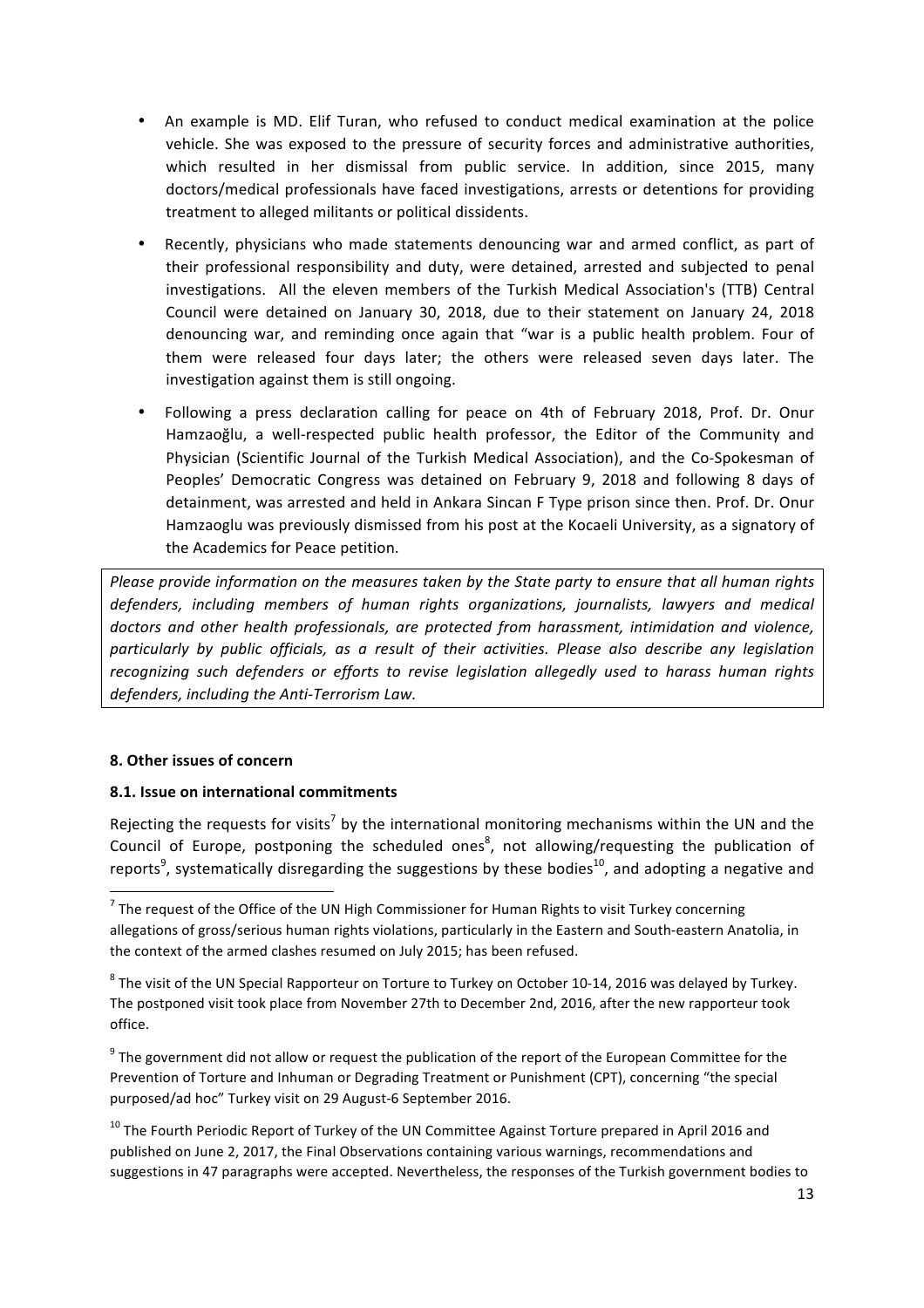- An example is MD. Elif Turan, who refused to conduct medical examination at the police vehicle. She was exposed to the pressure of security forces and administrative authorities, which resulted in her dismissal from public service. In addition, since 2015, many doctors/medical professionals have faced investigations, arrests or detentions for providing treatment to alleged militants or political dissidents.
- Recently, physicians who made statements denouncing war and armed conflict, as part of their professional responsibility and duty, were detained, arrested and subjected to penal investigations. All the eleven members of the Turkish Medical Association's (TTB) Central Council were detained on January 30, 2018, due to their statement on January 24, 2018 denouncing war, and reminding once again that "war is a public health problem. Four of them were released four days later; the others were released seven days later. The investigation against them is still ongoing.
- Following a press declaration calling for peace on 4th of February 2018, Prof. Dr. Onur Hamzaoğlu, a well-respected public health professor, the Editor of the Community and Physician (Scientific Journal of the Turkish Medical Association), and the Co-Spokesman of Peoples' Democratic Congress was detained on February 9, 2018 and following 8 days of detainment, was arrested and held in Ankara Sincan F Type prison since then. Prof. Dr. Onur Hamzaoglu was previously dismissed from his post at the Kocaeli University, as a signatory of the Academics for Peace petition.

*Please provide information on the measures taken by the State party to ensure that all human rights defenders, including members of human rights organizations, journalists, lawyers and medical doctors and other health professionals, are protected from harassment, intimidation and violence, particularly by public officials, as a result of their activities. Please also describe any legislation recognizing such defenders or efforts to revise legislation allegedly used to harass human rights defenders, including the Anti-Terrorism Law.*

**8. Other issues of concern**

**8.1. Issue on international commitments**

Rejecting the requests for visits[7] by the international monitoring mechanisms within the UN and the Council of Europe, postponing the scheduled ones[8], not allowing/requesting the publication of reports[9], systematically disregarding the suggestions by these bodies[10], and adopting a negative and

[7] The request of the Office of the UN High Commissioner for Human Rights to visit Turkey concerning allegations of gross/serious human rights violations, particularly in the Eastern and South-eastern Anatolia, in the context of the armed clashes resumed on July 2015; has been refused.

[8] The visit of the UN Special Rapporteur on Torture to Turkey on October 10-14, 2016 was delayed by Turkey. The postponed visit took place from November 27th to December 2nd, 2016, after the new rapporteur took office.

[9] The government did not allow or request the publication of the report of the European Committee for the Prevention of Torture and Inhuman or Degrading Treatment or Punishment (CPT), concerning "the special purposed/ad hoc" Turkey visit on 29 August-6 September 2016.

[10] The Fourth Periodic Report of Turkey of the UN Committee Against Torture prepared in April 2016 and published on June 2, 2017, the Final Observations containing various warnings, recommendations and suggestions in 47 paragraphs were accepted. Nevertheless, the responses of the Turkish government bodies to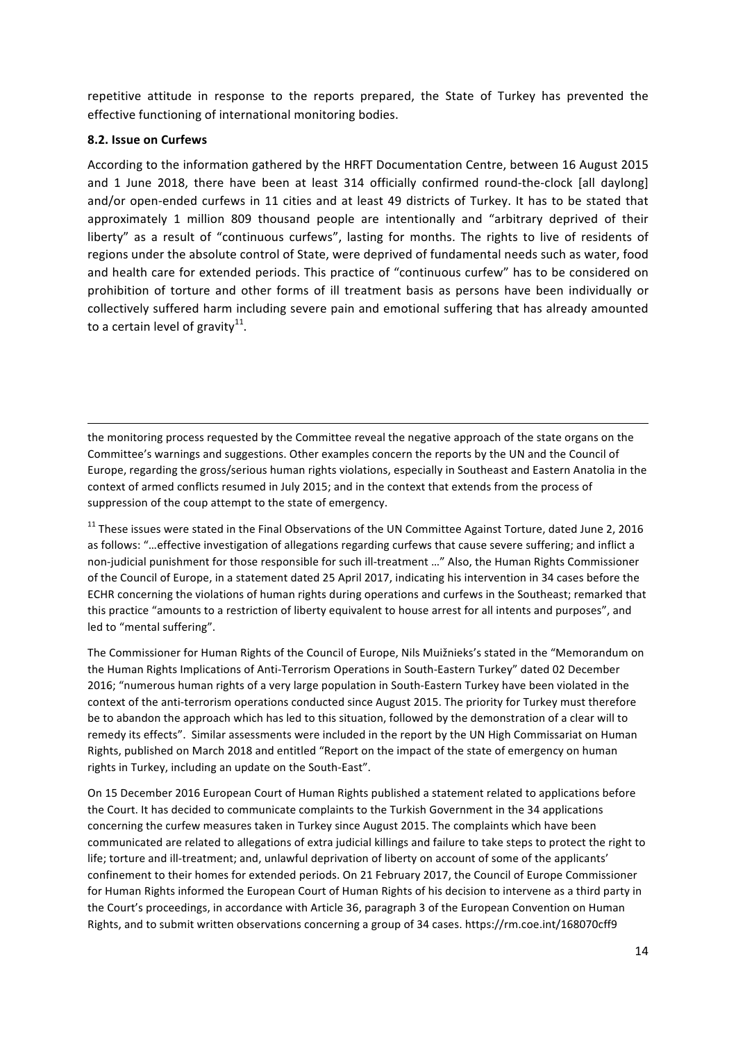repetitive attitude in response to the reports prepared, the State of Turkey has prevented the effective functioning of international monitoring bodies.

**8.2. Issue on Curfews**

According to the information gathered by the HRFT Documentation Centre, between 16 August 2015 and 1 June 2018, there have been at least 314 officially confirmed round-the-clock [all daylong] and/or open-ended curfews in 11 cities and at least 49 districts of Turkey. It has to be stated that approximately 1 million 809 thousand people are intentionally and "arbitrary deprived of their liberty" as a result of "continuous curfews", lasting for months. The rights to live of residents of regions under the absolute control of State, were deprived of fundamental needs such as water, food and health care for extended periods. This practice of "continuous curfew" has to be considered on prohibition of torture and other forms of ill treatment basis as persons have been individually or collectively suffered harm including severe pain and emotional suffering that has already amounted to a certain level of gravity[11].

---

the monitoring process requested by the Committee reveal the negative approach of the state organs on the Committee's warnings and suggestions. Other examples concern the reports by the UN and the Council of Europe, regarding the gross/serious human rights violations, especially in Southeast and Eastern Anatolia in the context of armed conflicts resumed in July 2015; and in the context that extends from the process of suppression of the coup attempt to the state of emergency.

[11] These issues were stated in the Final Observations of the UN Committee Against Torture, dated June 2, 2016 as follows: "…effective investigation of allegations regarding curfews that cause severe suffering; and inflict a non-judicial punishment for those responsible for such ill-treatment …" Also, the Human Rights Commissioner of the Council of Europe, in a statement dated 25 April 2017, indicating his intervention in 34 cases before the ECHR concerning the violations of human rights during operations and curfews in the Southeast; remarked that this practice "amounts to a restriction of liberty equivalent to house arrest for all intents and purposes", and led to "mental suffering".

The Commissioner for Human Rights of the Council of Europe, Nils Muižnieks's stated in the "Memorandum on the Human Rights Implications of Anti-Terrorism Operations in South-Eastern Turkey" dated 02 December 2016; "numerous human rights of a very large population in South-Eastern Turkey have been violated in the context of the anti-terrorism operations conducted since August 2015. The priority for Turkey must therefore be to abandon the approach which has led to this situation, followed by the demonstration of a clear will to remedy its effects". Similar assessments were included in the report by the UN High Commissariat on Human Rights, published on March 2018 and entitled "Report on the impact of the state of emergency on human rights in Turkey, including an update on the South-East".

On 15 December 2016 European Court of Human Rights published a statement related to applications before the Court. It has decided to communicate complaints to the Turkish Government in the 34 applications concerning the curfew measures taken in Turkey since August 2015. The complaints which have been communicated are related to allegations of extra judicial killings and failure to take steps to protect the right to life; torture and ill-treatment; and, unlawful deprivation of liberty on account of some of the applicants' confinement to their homes for extended periods. On 21 February 2017, the Council of Europe Commissioner for Human Rights informed the European Court of Human Rights of his decision to intervene as a third party in the Court's proceedings, in accordance with Article 36, paragraph 3 of the European Convention on Human Rights, and to submit written observations concerning a group of 34 cases. https://rm.coe.int/168070cff9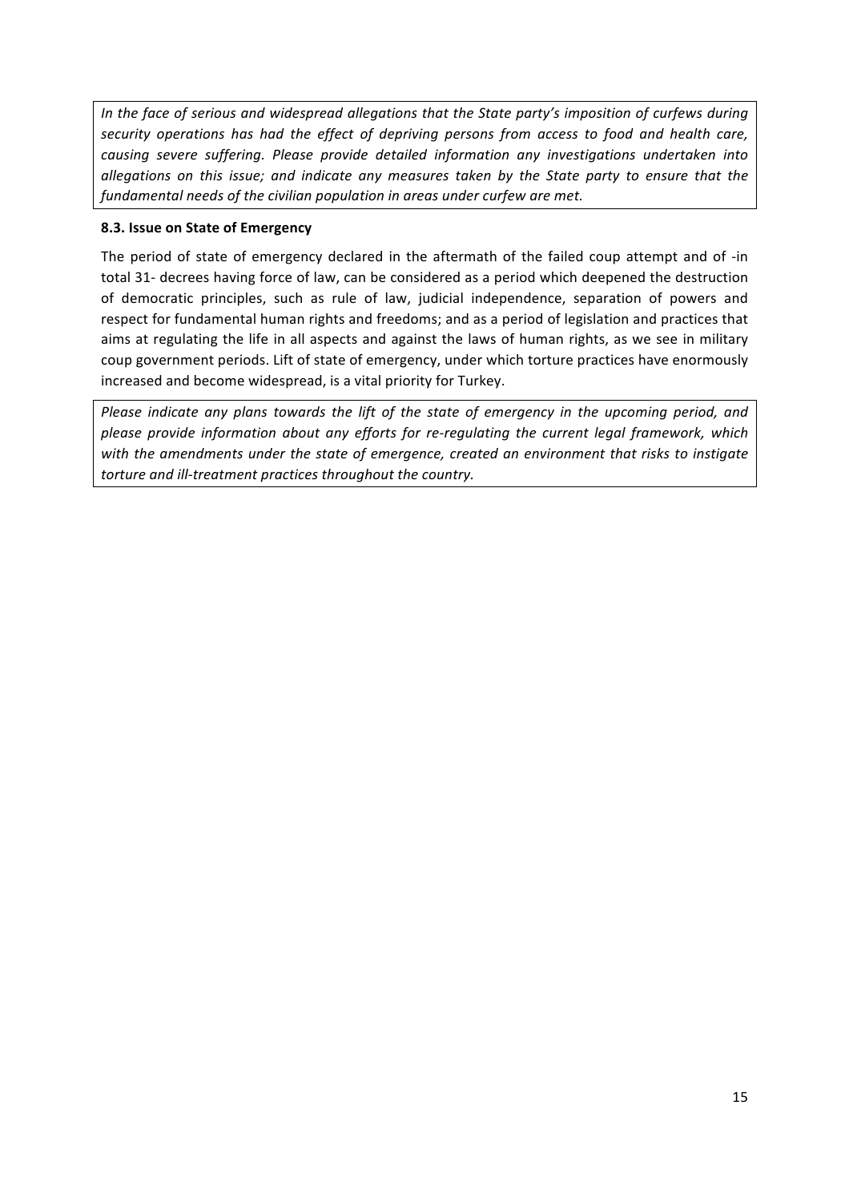*In the face of serious and widespread allegations that the State party's imposition of curfews during security operations has had the effect of depriving persons from access to food and health care, causing severe suffering. Please provide detailed information any investigations undertaken into allegations on this issue; and indicate any measures taken by the State party to ensure that the fundamental needs of the civilian population in areas under curfew are met.*

**8.3. Issue on State of Emergency**

The period of state of emergency declared in the aftermath of the failed coup attempt and of -in total 31- decrees having force of law, can be considered as a period which deepened the destruction of democratic principles, such as rule of law, judicial independence, separation of powers and respect for fundamental human rights and freedoms; and as a period of legislation and practices that aims at regulating the life in all aspects and against the laws of human rights, as we see in military coup government periods. Lift of state of emergency, under which torture practices have enormously increased and become widespread, is a vital priority for Turkey.

*Please indicate any plans towards the lift of the state of emergency in the upcoming period, and please provide information about any efforts for re-regulating the current legal framework, which with the amendments under the state of emergence, created an environment that risks to instigate torture and ill-treatment practices throughout the country.*